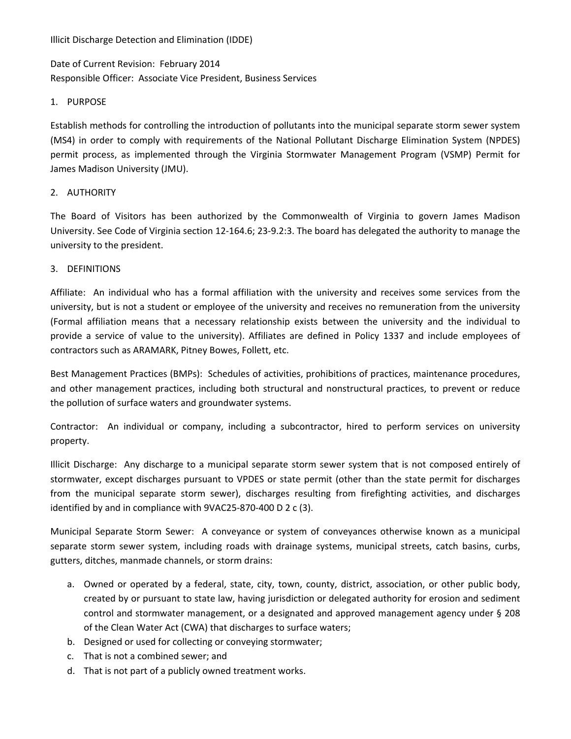Illicit Discharge Detection and Elimination (IDDE)

Date of Current Revision: February 2014
Responsible Officer: Associate Vice President, Business Services

## 1. PURPOSE

Establish methods for controlling the introduction of pollutants into the municipal separate storm sewer system (MS4) in order to comply with requirements of the National Pollutant Discharge Elimination System (NPDES) permit process, as implemented through the Virginia Stormwater Management Program (VSMP) Permit for James Madison University (JMU).

## 2. AUTHORITY

The Board of Visitors has been authorized by the Commonwealth of Virginia to govern James Madison University. See Code of Virginia section 12-164.6; 23-9.2:3. The board has delegated the authority to manage the university to the president.

## 3. DEFINITIONS

Affiliate: An individual who has a formal affiliation with the university and receives some services from the university, but is not a student or employee of the university and receives no remuneration from the university (Formal affiliation means that a necessary relationship exists between the university and the individual to provide a service of value to the university). Affiliates are defined in Policy 1337 and include employees of contractors such as ARAMARK, Pitney Bowes, Follett, etc.

Best Management Practices (BMPs): Schedules of activities, prohibitions of practices, maintenance procedures, and other management practices, including both structural and nonstructural practices, to prevent or reduce the pollution of surface waters and groundwater systems.

Contractor: An individual or company, including a subcontractor, hired to perform services on university property.

Illicit Discharge: Any discharge to a municipal separate storm sewer system that is not composed entirely of stormwater, except discharges pursuant to VPDES or state permit (other than the state permit for discharges from the municipal separate storm sewer), discharges resulting from firefighting activities, and discharges identified by and in compliance with 9VAC25-870-400 D 2 c (3).

Municipal Separate Storm Sewer: A conveyance or system of conveyances otherwise known as a municipal separate storm sewer system, including roads with drainage systems, municipal streets, catch basins, curbs, gutters, ditches, manmade channels, or storm drains:

a. Owned or operated by a federal, state, city, town, county, district, association, or other public body, created by or pursuant to state law, having jurisdiction or delegated authority for erosion and sediment control and stormwater management, or a designated and approved management agency under § 208 of the Clean Water Act (CWA) that discharges to surface waters;
b. Designed or used for collecting or conveying stormwater;
c. That is not a combined sewer; and
d. That is not part of a publicly owned treatment works.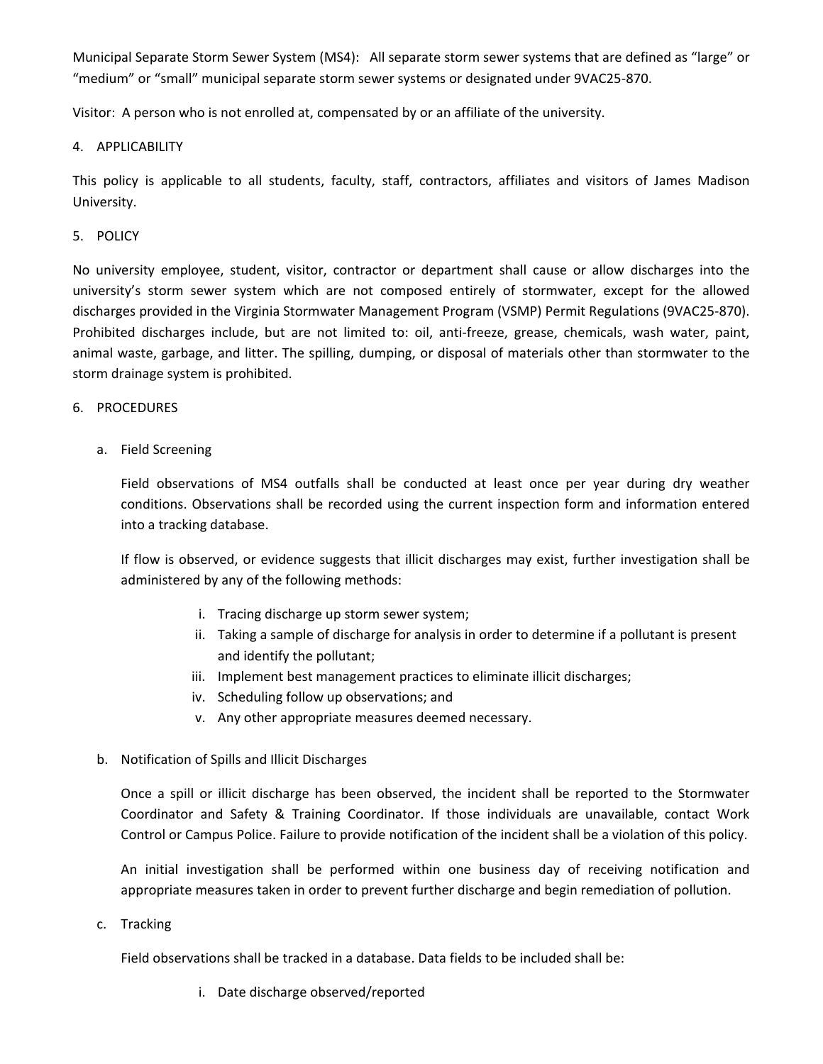Municipal Separate Storm Sewer System (MS4): All separate storm sewer systems that are defined as "large" or "medium" or "small" municipal separate storm sewer systems or designated under 9VAC25-870.

Visitor: A person who is not enrolled at, compensated by or an affiliate of the university.

## 4. APPLICABILITY

This policy is applicable to all students, faculty, staff, contractors, affiliates and visitors of James Madison University.

## 5. POLICY

No university employee, student, visitor, contractor or department shall cause or allow discharges into the university's storm sewer system which are not composed entirely of stormwater, except for the allowed discharges provided in the Virginia Stormwater Management Program (VSMP) Permit Regulations (9VAC25-870). Prohibited discharges include, but are not limited to: oil, anti-freeze, grease, chemicals, wash water, paint, animal waste, garbage, and litter. The spilling, dumping, or disposal of materials other than stormwater to the storm drainage system is prohibited.

## 6. PROCEDURES

### a. Field Screening

Field observations of MS4 outfalls shall be conducted at least once per year during dry weather conditions. Observations shall be recorded using the current inspection form and information entered into a tracking database.

If flow is observed, or evidence suggests that illicit discharges may exist, further investigation shall be administered by any of the following methods:

i. Tracing discharge up storm sewer system;
ii. Taking a sample of discharge for analysis in order to determine if a pollutant is present and identify the pollutant;
iii. Implement best management practices to eliminate illicit discharges;
iv. Scheduling follow up observations; and
v. Any other appropriate measures deemed necessary.

### b. Notification of Spills and Illicit Discharges

Once a spill or illicit discharge has been observed, the incident shall be reported to the Stormwater Coordinator and Safety & Training Coordinator. If those individuals are unavailable, contact Work Control or Campus Police. Failure to provide notification of the incident shall be a violation of this policy.

An initial investigation shall be performed within one business day of receiving notification and appropriate measures taken in order to prevent further discharge and begin remediation of pollution.

### c. Tracking

Field observations shall be tracked in a database. Data fields to be included shall be:

i. Date discharge observed/reported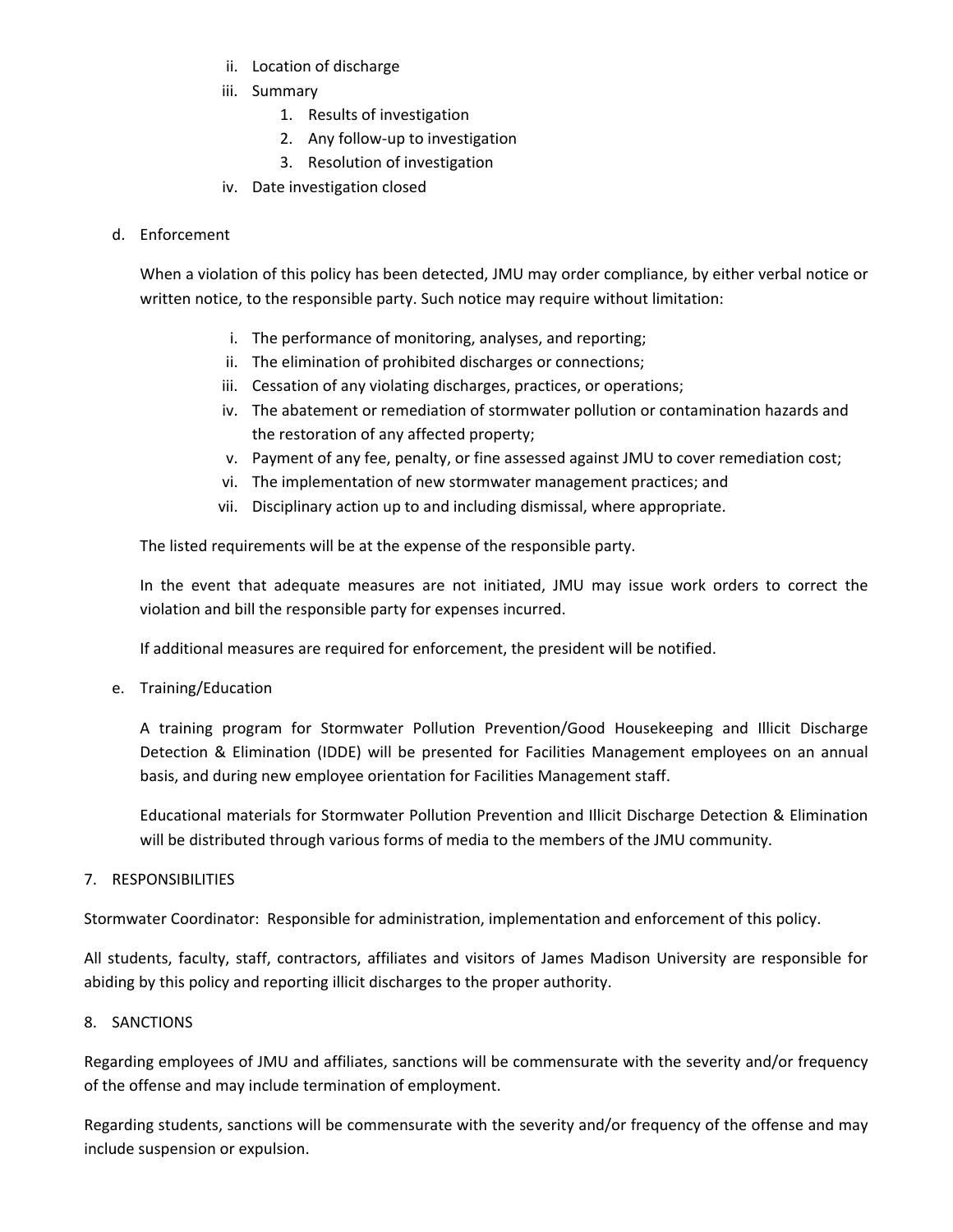ii. Location of discharge
   iii. Summary
      1. Results of investigation
      2. Any follow-up to investigation
      3. Resolution of investigation
   iv. Date investigation closed

d. Enforcement

   When a violation of this policy has been detected, JMU may order compliance, by either verbal notice or written notice, to the responsible party. Such notice may require without limitation:

   i. The performance of monitoring, analyses, and reporting;
   ii. The elimination of prohibited discharges or connections;
   iii. Cessation of any violating discharges, practices, or operations;
   iv. The abatement or remediation of stormwater pollution or contamination hazards and the restoration of any affected property;
   v. Payment of any fee, penalty, or fine assessed against JMU to cover remediation cost;
   vi. The implementation of new stormwater management practices; and
   vii. Disciplinary action up to and including dismissal, where appropriate.

   The listed requirements will be at the expense of the responsible party.

   In the event that adequate measures are not initiated, JMU may issue work orders to correct the violation and bill the responsible party for expenses incurred.

   If additional measures are required for enforcement, the president will be notified.

e. Training/Education

   A training program for Stormwater Pollution Prevention/Good Housekeeping and Illicit Discharge Detection & Elimination (IDDE) will be presented for Facilities Management employees on an annual basis, and during new employee orientation for Facilities Management staff.

   Educational materials for Stormwater Pollution Prevention and Illicit Discharge Detection & Elimination will be distributed through various forms of media to the members of the JMU community.

7. RESPONSIBILITIES

Stormwater Coordinator: Responsible for administration, implementation and enforcement of this policy.

All students, faculty, staff, contractors, affiliates and visitors of James Madison University are responsible for abiding by this policy and reporting illicit discharges to the proper authority.

8. SANCTIONS

Regarding employees of JMU and affiliates, sanctions will be commensurate with the severity and/or frequency of the offense and may include termination of employment.

Regarding students, sanctions will be commensurate with the severity and/or frequency of the offense and may include suspension or expulsion.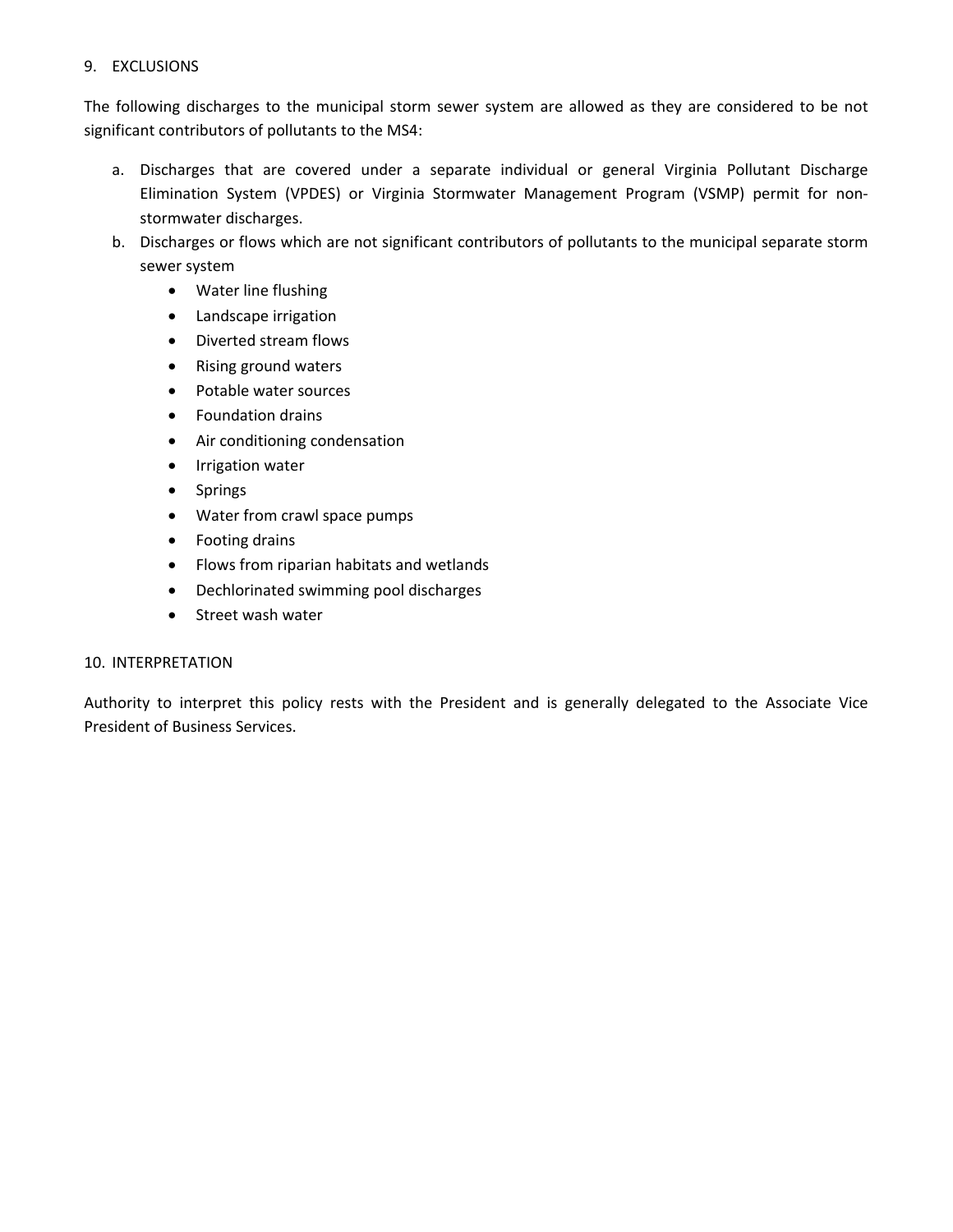## 9. EXCLUSIONS

The following discharges to the municipal storm sewer system are allowed as they are considered to be not significant contributors of pollutants to the MS4:

a. Discharges that are covered under a separate individual or general Virginia Pollutant Discharge Elimination System (VPDES) or Virginia Stormwater Management Program (VSMP) permit for non-stormwater discharges.
b. Discharges or flows which are not significant contributors of pollutants to the municipal separate storm sewer system
   - Water line flushing
   - Landscape irrigation
   - Diverted stream flows
   - Rising ground waters
   - Potable water sources
   - Foundation drains
   - Air conditioning condensation
   - Irrigation water
   - Springs
   - Water from crawl space pumps
   - Footing drains
   - Flows from riparian habitats and wetlands
   - Dechlorinated swimming pool discharges
   - Street wash water

## 10. INTERPRETATION

Authority to interpret this policy rests with the President and is generally delegated to the Associate Vice President of Business Services.